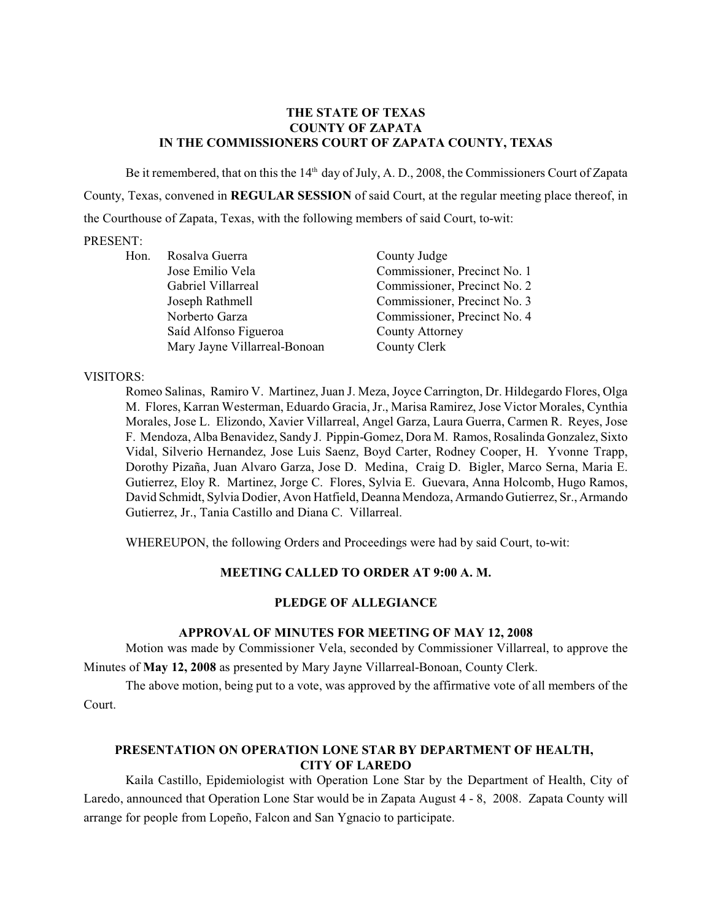**THE STATE OF TEXAS**
**COUNTY OF ZAPATA**
**IN THE COMMISSIONERS COURT OF ZAPATA COUNTY, TEXAS**

Be it remembered, that on this the 14th day of July, A. D., 2008, the Commissioners Court of Zapata County, Texas, convened in **REGULAR SESSION** of said Court, at the regular meeting place thereof, in the Courthouse of Zapata, Texas, with the following members of said Court, to-wit:

PRESENT:

| | | |
|---|---|---|
| Hon. | Rosalva Guerra | County Judge |
| | Jose Emilio Vela | Commissioner, Precinct No. 1 |
| | Gabriel Villarreal | Commissioner, Precinct No. 2 |
| | Joseph Rathmell | Commissioner, Precinct No. 3 |
| | Norberto Garza | Commissioner, Precinct No. 4 |
| | Saíd Alfonso Figueroa | County Attorney |
| | Mary Jayne Villarreal-Bonoan | County Clerk |

VISITORS:

Romeo Salinas, Ramiro V. Martinez, Juan J. Meza, Joyce Carrington, Dr. Hildegardo Flores, Olga M. Flores, Karran Westerman, Eduardo Gracia, Jr., Marisa Ramirez, Jose Victor Morales, Cynthia Morales, Jose L. Elizondo, Xavier Villarreal, Angel Garza, Laura Guerra, Carmen R. Reyes, Jose F. Mendoza, Alba Benavidez, Sandy J. Pippin-Gomez, Dora M. Ramos, Rosalinda Gonzalez, Sixto Vidal, Silverio Hernandez, Jose Luis Saenz, Boyd Carter, Rodney Cooper, H. Yvonne Trapp, Dorothy Pizaña, Juan Alvaro Garza, Jose D. Medina, Craig D. Bigler, Marco Serna, Maria E. Gutierrez, Eloy R. Martinez, Jorge C. Flores, Sylvia E. Guevara, Anna Holcomb, Hugo Ramos, David Schmidt, Sylvia Dodier, Avon Hatfield, Deanna Mendoza, Armando Gutierrez, Sr., Armando Gutierrez, Jr., Tania Castillo and Diana C. Villarreal.

WHEREUPON, the following Orders and Proceedings were had by said Court, to-wit:

**MEETING CALLED TO ORDER AT 9:00 A. M.**

**PLEDGE OF ALLEGIANCE**

**APPROVAL OF MINUTES FOR MEETING OF MAY 12, 2008**

Motion was made by Commissioner Vela, seconded by Commissioner Villarreal, to approve the Minutes of **May 12, 2008** as presented by Mary Jayne Villarreal-Bonoan, County Clerk.

The above motion, being put to a vote, was approved by the affirmative vote of all members of the Court.

**PRESENTATION ON OPERATION LONE STAR BY DEPARTMENT OF HEALTH, CITY OF LAREDO**

Kaila Castillo, Epidemiologist with Operation Lone Star by the Department of Health, City of Laredo, announced that Operation Lone Star would be in Zapata August 4 - 8, 2008. Zapata County will arrange for people from Lopeño, Falcon and San Ygnacio to participate.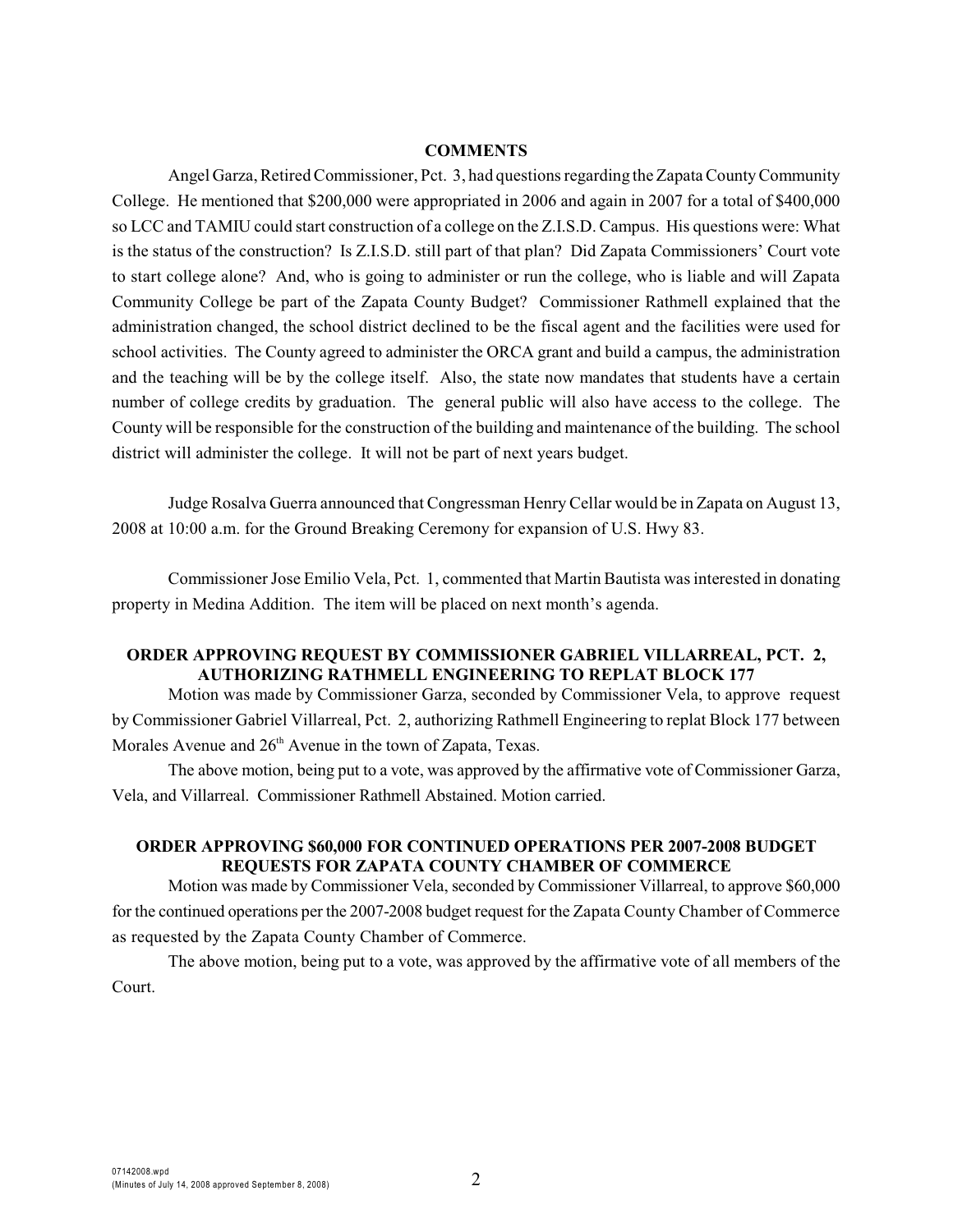**COMMENTS**

Angel Garza, Retired Commissioner, Pct. 3, had questions regarding the Zapata County Community College. He mentioned that $200,000 were appropriated in 2006 and again in 2007 for a total of $400,000 so LCC and TAMIU could start construction of a college on the Z.I.S.D. Campus. His questions were: What is the status of the construction? Is Z.I.S.D. still part of that plan? Did Zapata Commissioners' Court vote to start college alone? And, who is going to administer or run the college, who is liable and will Zapata Community College be part of the Zapata County Budget? Commissioner Rathmell explained that the administration changed, the school district declined to be the fiscal agent and the facilities were used for school activities. The County agreed to administer the ORCA grant and build a campus, the administration and the teaching will be by the college itself. Also, the state now mandates that students have a certain number of college credits by graduation. The general public will also have access to the college. The County will be responsible for the construction of the building and maintenance of the building. The school district will administer the college. It will not be part of next years budget.

Judge Rosalva Guerra announced that Congressman Henry Cellar would be in Zapata on August 13, 2008 at 10:00 a.m. for the Ground Breaking Ceremony for expansion of U.S. Hwy 83.

Commissioner Jose Emilio Vela, Pct. 1, commented that Martin Bautista was interested in donating property in Medina Addition. The item will be placed on next month's agenda.

**ORDER APPROVING REQUEST BY COMMISSIONER GABRIEL VILLARREAL, PCT. 2, AUTHORIZING RATHMELL ENGINEERING TO REPLAT BLOCK 177**

Motion was made by Commissioner Garza, seconded by Commissioner Vela, to approve request by Commissioner Gabriel Villarreal, Pct. 2, authorizing Rathmell Engineering to replat Block 177 between Morales Avenue and 26th Avenue in the town of Zapata, Texas.

The above motion, being put to a vote, was approved by the affirmative vote of Commissioner Garza, Vela, and Villarreal. Commissioner Rathmell Abstained. Motion carried.

**ORDER APPROVING $60,000 FOR CONTINUED OPERATIONS PER 2007-2008 BUDGET REQUESTS FOR ZAPATA COUNTY CHAMBER OF COMMERCE**

Motion was made by Commissioner Vela, seconded by Commissioner Villarreal, to approve $60,000 for the continued operations per the 2007-2008 budget request for the Zapata County Chamber of Commerce as requested by the Zapata County Chamber of Commerce.

The above motion, being put to a vote, was approved by the affirmative vote of all members of the Court.

07142008.wpd
(Minutes of July 14, 2008 approved September 8, 2008)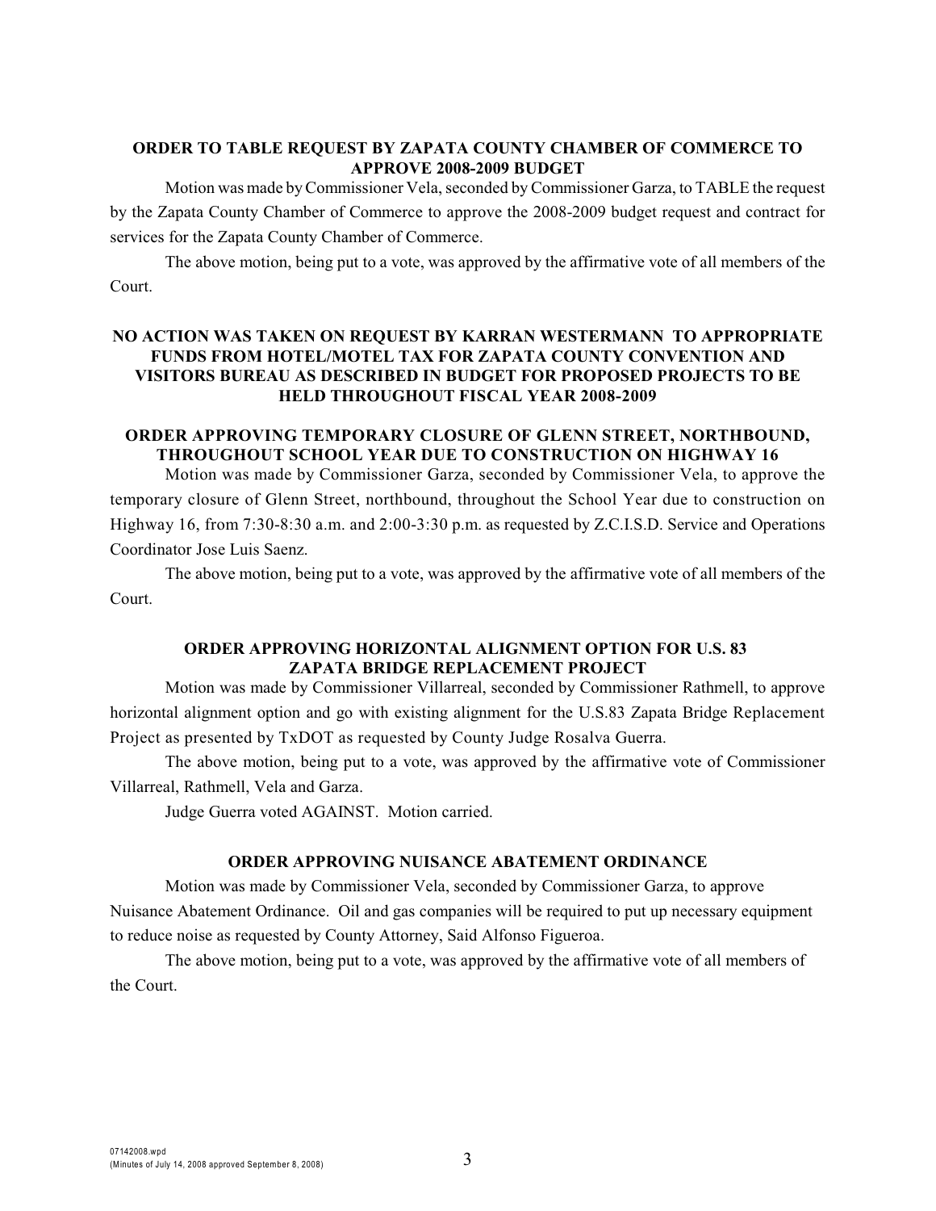**ORDER TO TABLE REQUEST BY ZAPATA COUNTY CHAMBER OF COMMERCE TO APPROVE 2008-2009 BUDGET**

Motion was made by Commissioner Vela, seconded by Commissioner Garza, to TABLE the request by the Zapata County Chamber of Commerce to approve the 2008-2009 budget request and contract for services for the Zapata County Chamber of Commerce.

The above motion, being put to a vote, was approved by the affirmative vote of all members of the Court.

**NO ACTION WAS TAKEN ON REQUEST BY KARRAN WESTERMANN TO APPROPRIATE FUNDS FROM HOTEL/MOTEL TAX FOR ZAPATA COUNTY CONVENTION AND VISITORS BUREAU AS DESCRIBED IN BUDGET FOR PROPOSED PROJECTS TO BE HELD THROUGHOUT FISCAL YEAR 2008-2009**

**ORDER APPROVING TEMPORARY CLOSURE OF GLENN STREET, NORTHBOUND, THROUGHOUT SCHOOL YEAR DUE TO CONSTRUCTION ON HIGHWAY 16**

Motion was made by Commissioner Garza, seconded by Commissioner Vela, to approve the temporary closure of Glenn Street, northbound, throughout the School Year due to construction on Highway 16, from 7:30-8:30 a.m. and 2:00-3:30 p.m. as requested by Z.C.I.S.D. Service and Operations Coordinator Jose Luis Saenz.

The above motion, being put to a vote, was approved by the affirmative vote of all members of the Court.

**ORDER APPROVING HORIZONTAL ALIGNMENT OPTION FOR U.S. 83 ZAPATA BRIDGE REPLACEMENT PROJECT**

Motion was made by Commissioner Villarreal, seconded by Commissioner Rathmell, to approve horizontal alignment option and go with existing alignment for the U.S.83 Zapata Bridge Replacement Project as presented by TxDOT as requested by County Judge Rosalva Guerra.

The above motion, being put to a vote, was approved by the affirmative vote of Commissioner Villarreal, Rathmell, Vela and Garza.

Judge Guerra voted AGAINST. Motion carried.

**ORDER APPROVING NUISANCE ABATEMENT ORDINANCE**

Motion was made by Commissioner Vela, seconded by Commissioner Garza, to approve Nuisance Abatement Ordinance. Oil and gas companies will be required to put up necessary equipment to reduce noise as requested by County Attorney, Said Alfonso Figueroa.

The above motion, being put to a vote, was approved by the affirmative vote of all members of the Court.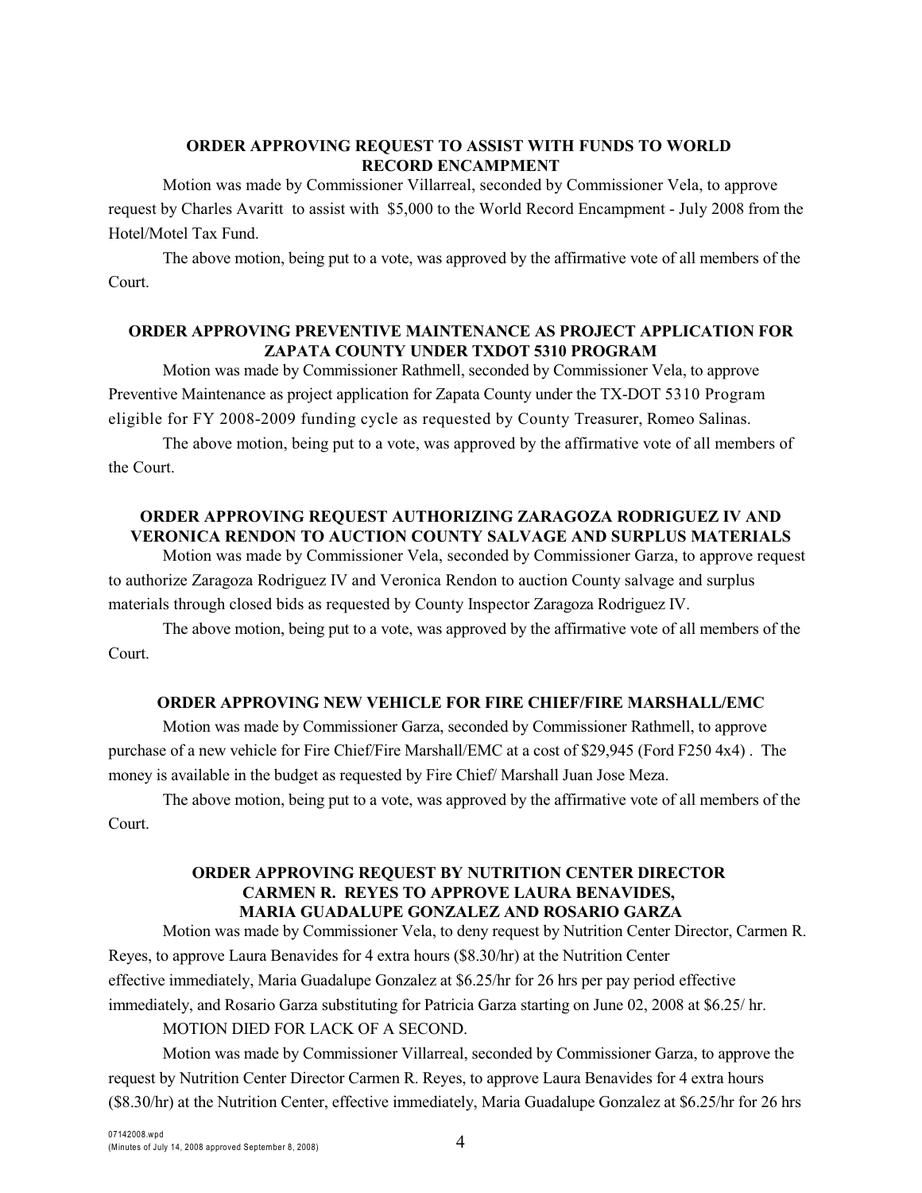**ORDER APPROVING REQUEST TO ASSIST WITH FUNDS TO WORLD RECORD ENCAMPMENT**

Motion was made by Commissioner Villarreal, seconded by Commissioner Vela, to approve request by Charles Avaritt to assist with $5,000 to the World Record Encampment - July 2008 from the Hotel/Motel Tax Fund.

The above motion, being put to a vote, was approved by the affirmative vote of all members of the Court.

**ORDER APPROVING PREVENTIVE MAINTENANCE AS PROJECT APPLICATION FOR ZAPATA COUNTY UNDER TXDOT 5310 PROGRAM**

Motion was made by Commissioner Rathmell, seconded by Commissioner Vela, to approve Preventive Maintenance as project application for Zapata County under the TX-DOT 5310 Program eligible for FY 2008-2009 funding cycle as requested by County Treasurer, Romeo Salinas.

The above motion, being put to a vote, was approved by the affirmative vote of all members of the Court.

**ORDER APPROVING REQUEST AUTHORIZING ZARAGOZA RODRIGUEZ IV AND VERONICA RENDON TO AUCTION COUNTY SALVAGE AND SURPLUS MATERIALS**

Motion was made by Commissioner Vela, seconded by Commissioner Garza, to approve request to authorize Zaragoza Rodriguez IV and Veronica Rendon to auction County salvage and surplus materials through closed bids as requested by County Inspector Zaragoza Rodriguez IV.

The above motion, being put to a vote, was approved by the affirmative vote of all members of the Court.

**ORDER APPROVING NEW VEHICLE FOR FIRE CHIEF/FIRE MARSHALL/EMC**

Motion was made by Commissioner Garza, seconded by Commissioner Rathmell, to approve purchase of a new vehicle for Fire Chief/Fire Marshall/EMC at a cost of $29,945 (Ford F250 4x4) . The money is available in the budget as requested by Fire Chief/ Marshall Juan Jose Meza.

The above motion, being put to a vote, was approved by the affirmative vote of all members of the Court.

**ORDER APPROVING REQUEST BY NUTRITION CENTER DIRECTOR CARMEN R. REYES TO APPROVE LAURA BENAVIDES, MARIA GUADALUPE GONZALEZ AND ROSARIO GARZA**

Motion was made by Commissioner Vela, to deny request by Nutrition Center Director, Carmen R. Reyes, to approve Laura Benavides for 4 extra hours ($8.30/hr) at the Nutrition Center effective immediately, Maria Guadalupe Gonzalez at $6.25/hr for 26 hrs per pay period effective immediately, and Rosario Garza substituting for Patricia Garza starting on June 02, 2008 at $6.25/ hr.

MOTION DIED FOR LACK OF A SECOND.

Motion was made by Commissioner Villarreal, seconded by Commissioner Garza, to approve the request by Nutrition Center Director Carmen R. Reyes, to approve Laura Benavides for 4 extra hours ($8.30/hr) at the Nutrition Center, effective immediately, Maria Guadalupe Gonzalez at $6.25/hr for 26 hrs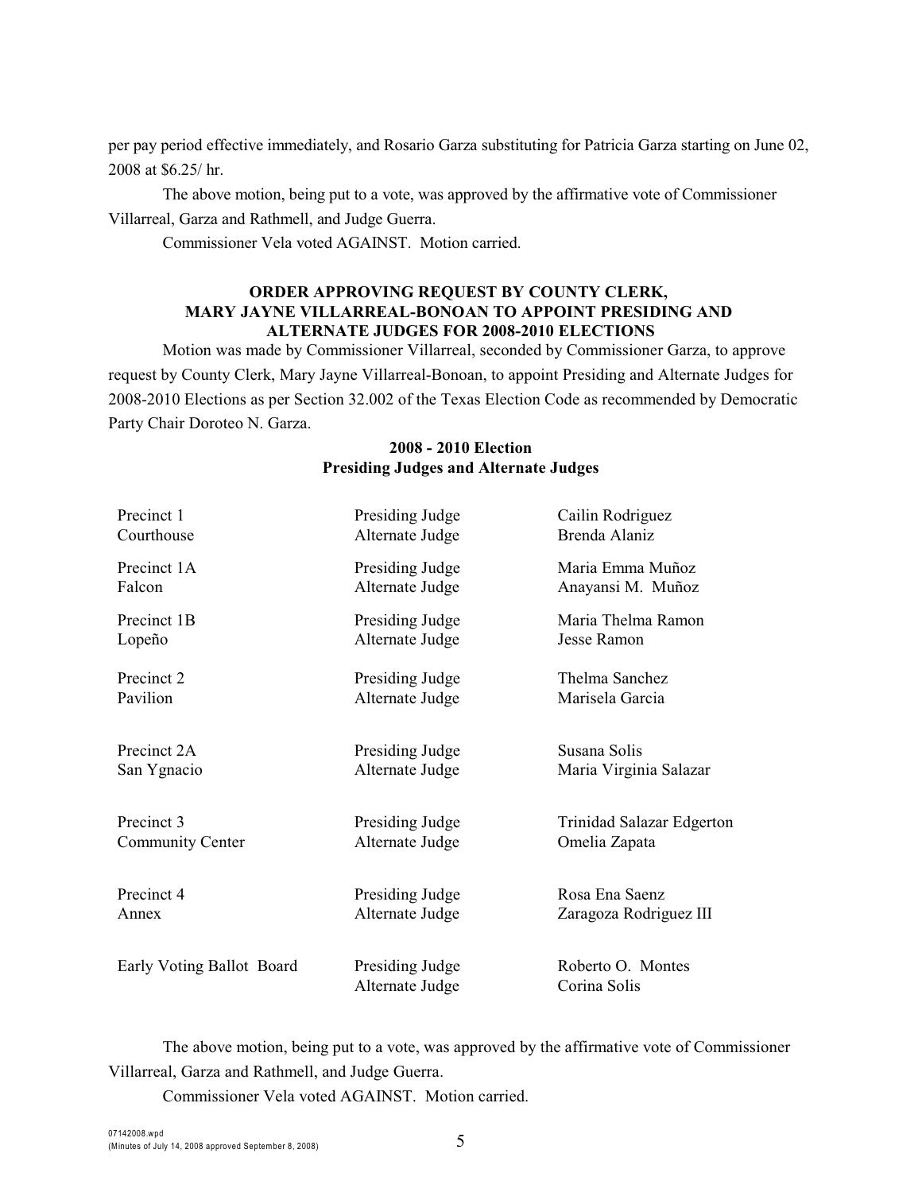per pay period effective immediately, and Rosario Garza substituting for Patricia Garza starting on June 02, 2008 at $6.25/ hr.

The above motion, being put to a vote, was approved by the affirmative vote of Commissioner Villarreal, Garza and Rathmell, and Judge Guerra.

Commissioner Vela voted AGAINST. Motion carried.

## ORDER APPROVING REQUEST BY COUNTY CLERK, MARY JAYNE VILLARREAL-BONOAN TO APPOINT PRESIDING AND ALTERNATE JUDGES FOR 2008-2010 ELECTIONS

Motion was made by Commissioner Villarreal, seconded by Commissioner Garza, to approve request by County Clerk, Mary Jayne Villarreal-Bonoan, to appoint Presiding and Alternate Judges for 2008-2010 Elections as per Section 32.002 of the Texas Election Code as recommended by Democratic Party Chair Doroteo N. Garza.

**2008 - 2010 Election**
**Presiding Judges and Alternate Judges**

| | | |
|---|---|---|
| Precinct 1 | Presiding Judge | Cailin Rodriguez |
| Courthouse | Alternate Judge | Brenda Alaniz |
| Precinct 1A | Presiding Judge | Maria Emma Muñoz |
| Falcon | Alternate Judge | Anayansi M. Muñoz |
| Precinct 1B | Presiding Judge | Maria Thelma Ramon |
| Lopeño | Alternate Judge | Jesse Ramon |
| Precinct 2 | Presiding Judge | Thelma Sanchez |
| Pavilion | Alternate Judge | Marisela Garcia |
| Precinct 2A | Presiding Judge | Susana Solis |
| San Ygnacio | Alternate Judge | Maria Virginia Salazar |
| Precinct 3 | Presiding Judge | Trinidad Salazar Edgerton |
| Community Center | Alternate Judge | Omelia Zapata |
| Precinct 4 | Presiding Judge | Rosa Ena Saenz |
| Annex | Alternate Judge | Zaragoza Rodriguez III |
| Early Voting Ballot Board | Presiding Judge | Roberto O. Montes |
| | Alternate Judge | Corina Solis |

The above motion, being put to a vote, was approved by the affirmative vote of Commissioner Villarreal, Garza and Rathmell, and Judge Guerra.

Commissioner Vela voted AGAINST. Motion carried.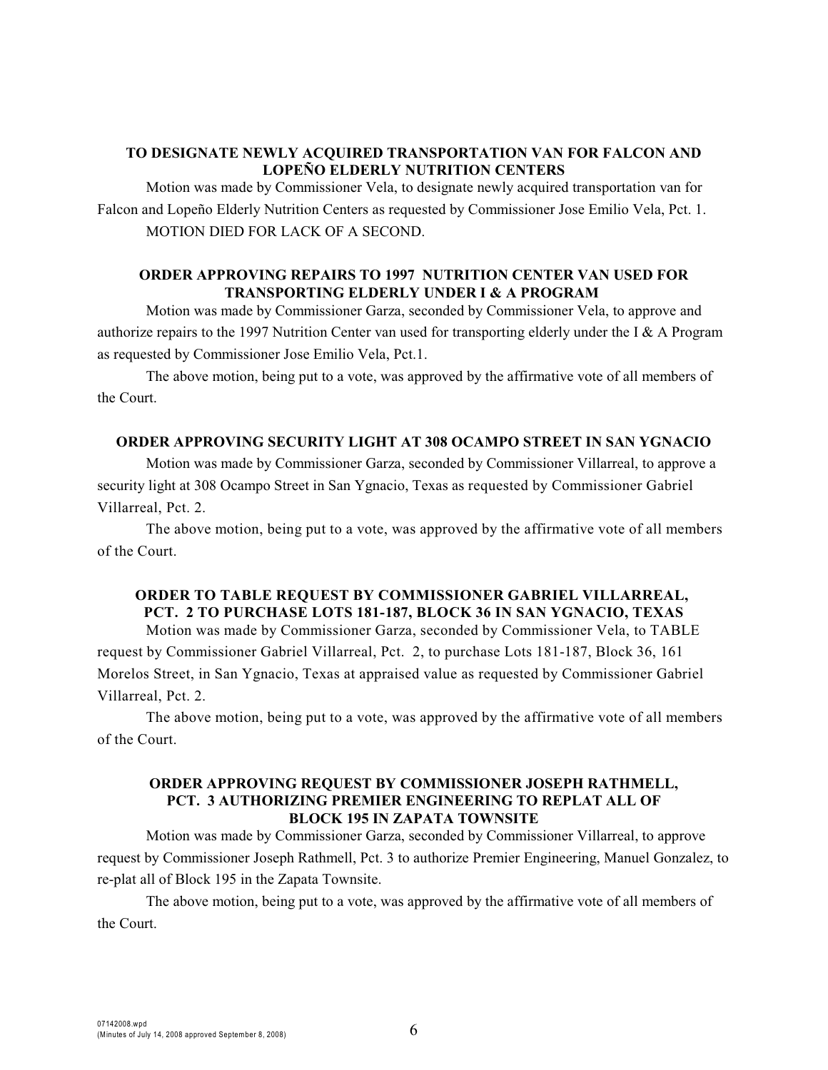**TO DESIGNATE NEWLY ACQUIRED TRANSPORTATION VAN FOR FALCON AND LOPEÑO ELDERLY NUTRITION CENTERS**

Motion was made by Commissioner Vela, to designate newly acquired transportation van for Falcon and Lopeño Elderly Nutrition Centers as requested by Commissioner Jose Emilio Vela, Pct. 1.

MOTION DIED FOR LACK OF A SECOND.

**ORDER APPROVING REPAIRS TO 1997 NUTRITION CENTER VAN USED FOR TRANSPORTING ELDERLY UNDER I & A PROGRAM**

Motion was made by Commissioner Garza, seconded by Commissioner Vela, to approve and authorize repairs to the 1997 Nutrition Center van used for transporting elderly under the I & A Program as requested by Commissioner Jose Emilio Vela, Pct.1.

The above motion, being put to a vote, was approved by the affirmative vote of all members of the Court.

**ORDER APPROVING SECURITY LIGHT AT 308 OCAMPO STREET IN SAN YGNACIO**

Motion was made by Commissioner Garza, seconded by Commissioner Villarreal, to approve a security light at 308 Ocampo Street in San Ygnacio, Texas as requested by Commissioner Gabriel Villarreal, Pct. 2.

The above motion, being put to a vote, was approved by the affirmative vote of all members of the Court.

**ORDER TO TABLE REQUEST BY COMMISSIONER GABRIEL VILLARREAL, PCT. 2 TO PURCHASE LOTS 181-187, BLOCK 36 IN SAN YGNACIO, TEXAS**

Motion was made by Commissioner Garza, seconded by Commissioner Vela, to TABLE request by Commissioner Gabriel Villarreal, Pct. 2, to purchase Lots 181-187, Block 36, 161 Morelos Street, in San Ygnacio, Texas at appraised value as requested by Commissioner Gabriel Villarreal, Pct. 2.

The above motion, being put to a vote, was approved by the affirmative vote of all members of the Court.

**ORDER APPROVING REQUEST BY COMMISSIONER JOSEPH RATHMELL, PCT. 3 AUTHORIZING PREMIER ENGINEERING TO REPLAT ALL OF BLOCK 195 IN ZAPATA TOWNSITE**

Motion was made by Commissioner Garza, seconded by Commissioner Villarreal, to approve request by Commissioner Joseph Rathmell, Pct. 3 to authorize Premier Engineering, Manuel Gonzalez, to re-plat all of Block 195 in the Zapata Townsite.

The above motion, being put to a vote, was approved by the affirmative vote of all members of the Court.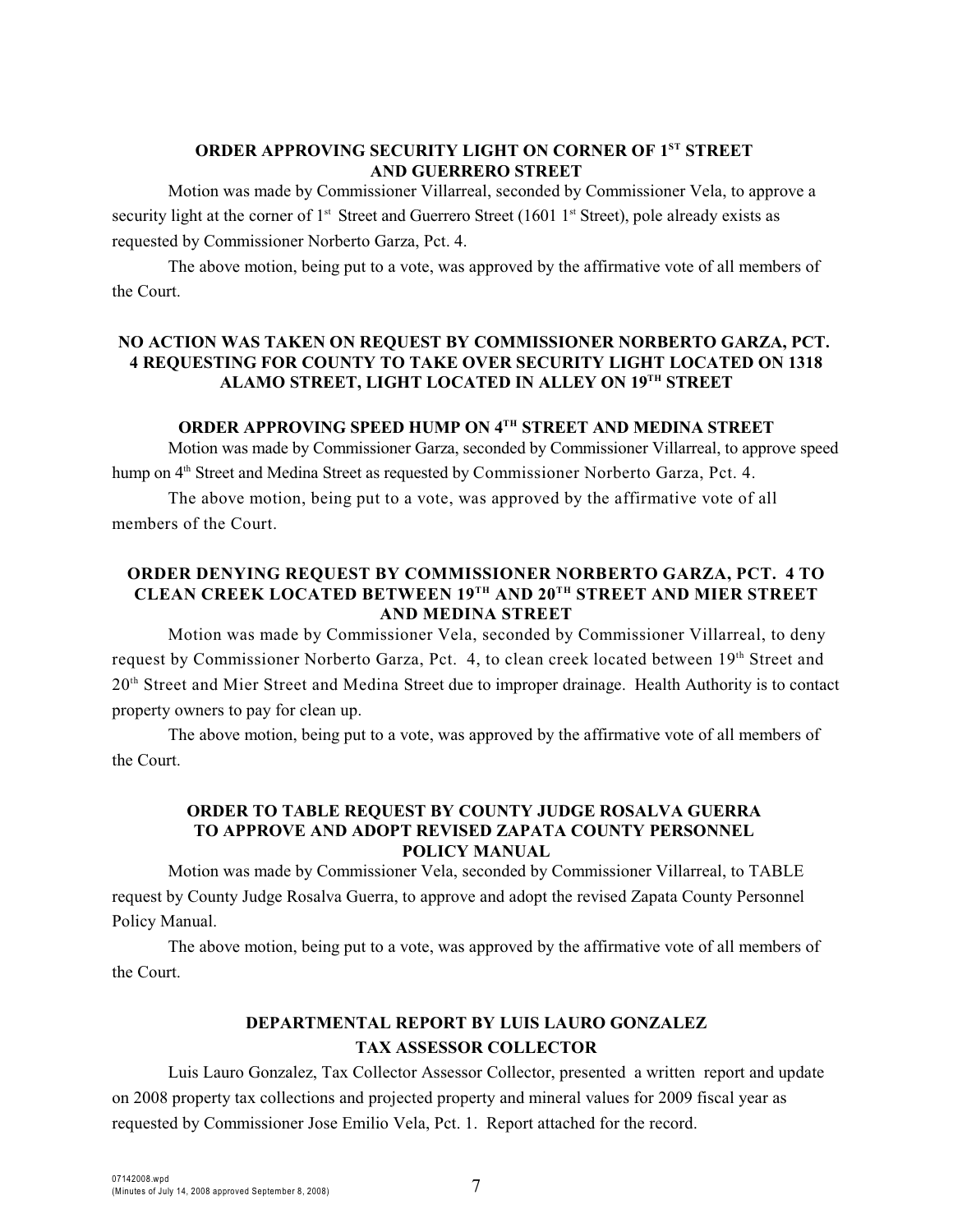**ORDER APPROVING SECURITY LIGHT ON CORNER OF 1ST STREET AND GUERRERO STREET**

Motion was made by Commissioner Villarreal, seconded by Commissioner Vela, to approve a security light at the corner of 1st Street and Guerrero Street (1601 1st Street), pole already exists as requested by Commissioner Norberto Garza, Pct. 4.

The above motion, being put to a vote, was approved by the affirmative vote of all members of the Court.

**NO ACTION WAS TAKEN ON REQUEST BY COMMISSIONER NORBERTO GARZA, PCT. 4 REQUESTING FOR COUNTY TO TAKE OVER SECURITY LIGHT LOCATED ON 1318 ALAMO STREET, LIGHT LOCATED IN ALLEY ON 19TH STREET**

**ORDER APPROVING SPEED HUMP ON 4TH STREET AND MEDINA STREET**

Motion was made by Commissioner Garza, seconded by Commissioner Villarreal, to approve speed hump on 4th Street and Medina Street as requested by Commissioner Norberto Garza, Pct. 4.

The above motion, being put to a vote, was approved by the affirmative vote of all members of the Court.

**ORDER DENYING REQUEST BY COMMISSIONER NORBERTO GARZA, PCT. 4 TO CLEAN CREEK LOCATED BETWEEN 19TH AND 20TH STREET AND MIER STREET AND MEDINA STREET**

Motion was made by Commissioner Vela, seconded by Commissioner Villarreal, to deny request by Commissioner Norberto Garza, Pct. 4, to clean creek located between 19th Street and 20th Street and Mier Street and Medina Street due to improper drainage. Health Authority is to contact property owners to pay for clean up.

The above motion, being put to a vote, was approved by the affirmative vote of all members of the Court.

**ORDER TO TABLE REQUEST BY COUNTY JUDGE ROSALVA GUERRA TO APPROVE AND ADOPT REVISED ZAPATA COUNTY PERSONNEL POLICY MANUAL**

Motion was made by Commissioner Vela, seconded by Commissioner Villarreal, to TABLE request by County Judge Rosalva Guerra, to approve and adopt the revised Zapata County Personnel Policy Manual.

The above motion, being put to a vote, was approved by the affirmative vote of all members of the Court.

**DEPARTMENTAL REPORT BY LUIS LAURO GONZALEZ TAX ASSESSOR COLLECTOR**

Luis Lauro Gonzalez, Tax Collector Assessor Collector, presented a written report and update on 2008 property tax collections and projected property and mineral values for 2009 fiscal year as requested by Commissioner Jose Emilio Vela, Pct. 1. Report attached for the record.

07142008.wpd
(Minutes of July 14, 2008 approved September 8, 2008)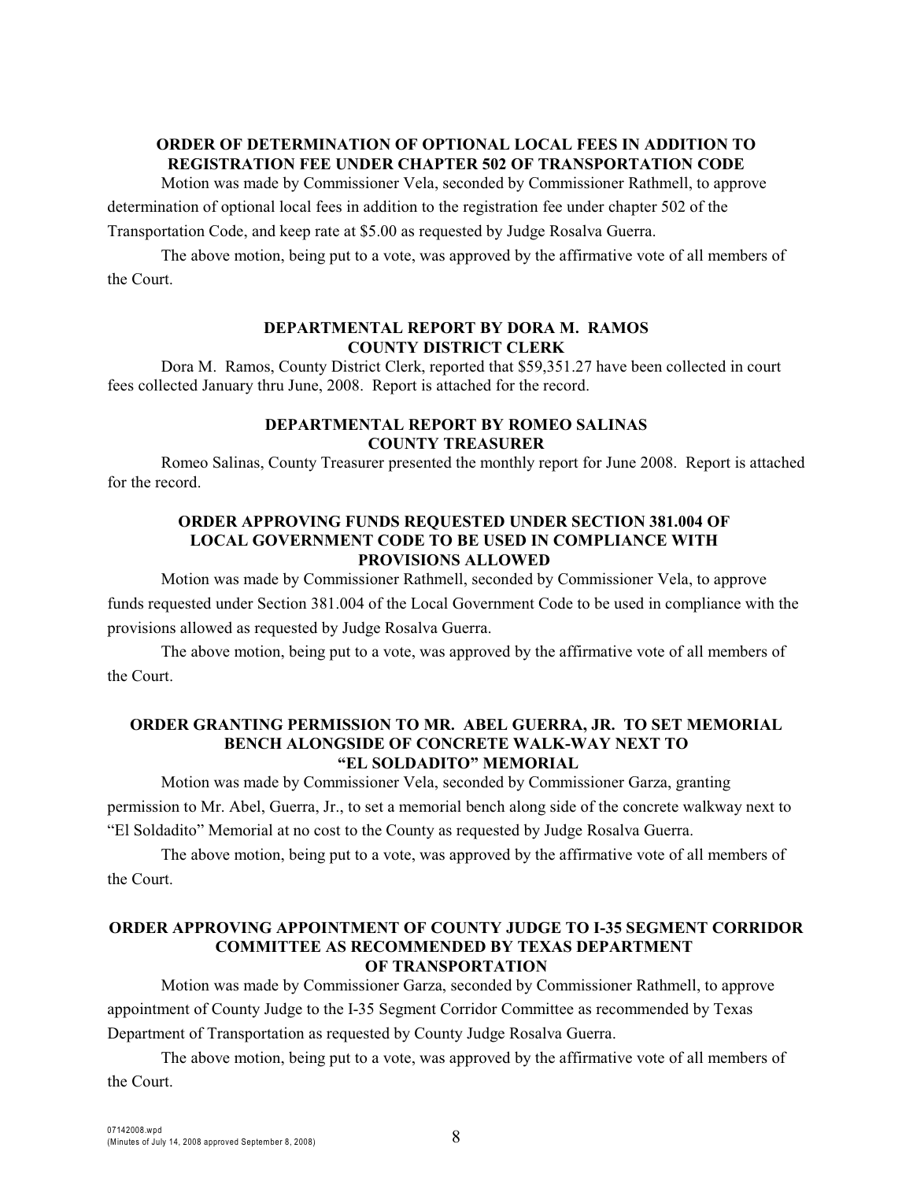**ORDER OF DETERMINATION OF OPTIONAL LOCAL FEES IN ADDITION TO REGISTRATION FEE UNDER CHAPTER 502 OF TRANSPORTATION CODE**

Motion was made by Commissioner Vela, seconded by Commissioner Rathmell, to approve determination of optional local fees in addition to the registration fee under chapter 502 of the Transportation Code, and keep rate at $5.00 as requested by Judge Rosalva Guerra.

The above motion, being put to a vote, was approved by the affirmative vote of all members of the Court.

**DEPARTMENTAL REPORT BY DORA M. RAMOS COUNTY DISTRICT CLERK**

Dora M. Ramos, County District Clerk, reported that $59,351.27 have been collected in court fees collected January thru June, 2008. Report is attached for the record.

**DEPARTMENTAL REPORT BY ROMEO SALINAS COUNTY TREASURER**

Romeo Salinas, County Treasurer presented the monthly report for June 2008. Report is attached for the record.

**ORDER APPROVING FUNDS REQUESTED UNDER SECTION 381.004 OF LOCAL GOVERNMENT CODE TO BE USED IN COMPLIANCE WITH PROVISIONS ALLOWED**

Motion was made by Commissioner Rathmell, seconded by Commissioner Vela, to approve funds requested under Section 381.004 of the Local Government Code to be used in compliance with the provisions allowed as requested by Judge Rosalva Guerra.

The above motion, being put to a vote, was approved by the affirmative vote of all members of the Court.

**ORDER GRANTING PERMISSION TO MR. ABEL GUERRA, JR. TO SET MEMORIAL BENCH ALONGSIDE OF CONCRETE WALK-WAY NEXT TO "EL SOLDADITO" MEMORIAL**

Motion was made by Commissioner Vela, seconded by Commissioner Garza, granting permission to Mr. Abel, Guerra, Jr., to set a memorial bench along side of the concrete walkway next to "El Soldadito" Memorial at no cost to the County as requested by Judge Rosalva Guerra.

The above motion, being put to a vote, was approved by the affirmative vote of all members of the Court.

**ORDER APPROVING APPOINTMENT OF COUNTY JUDGE TO I-35 SEGMENT CORRIDOR COMMITTEE AS RECOMMENDED BY TEXAS DEPARTMENT OF TRANSPORTATION**

Motion was made by Commissioner Garza, seconded by Commissioner Rathmell, to approve appointment of County Judge to the I-35 Segment Corridor Committee as recommended by Texas Department of Transportation as requested by County Judge Rosalva Guerra.

The above motion, being put to a vote, was approved by the affirmative vote of all members of the Court.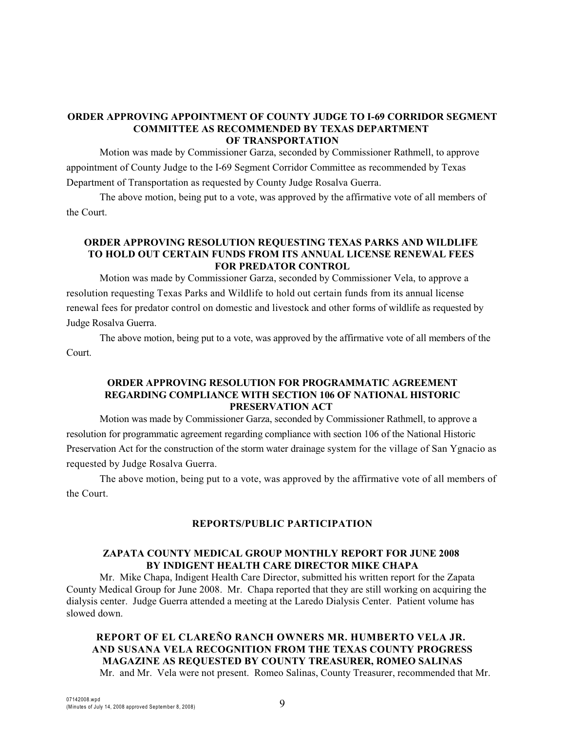### ORDER APPROVING APPOINTMENT OF COUNTY JUDGE TO I-69 CORRIDOR SEGMENT COMMITTEE AS RECOMMENDED BY TEXAS DEPARTMENT OF TRANSPORTATION

Motion was made by Commissioner Garza, seconded by Commissioner Rathmell, to approve appointment of County Judge to the I-69 Segment Corridor Committee as recommended by Texas Department of Transportation as requested by County Judge Rosalva Guerra.

The above motion, being put to a vote, was approved by the affirmative vote of all members of the Court.

### ORDER APPROVING RESOLUTION REQUESTING TEXAS PARKS AND WILDLIFE TO HOLD OUT CERTAIN FUNDS FROM ITS ANNUAL LICENSE RENEWAL FEES FOR PREDATOR CONTROL

Motion was made by Commissioner Garza, seconded by Commissioner Vela, to approve a resolution requesting Texas Parks and Wildlife to hold out certain funds from its annual license renewal fees for predator control on domestic and livestock and other forms of wildlife as requested by Judge Rosalva Guerra.

The above motion, being put to a vote, was approved by the affirmative vote of all members of the Court.

### ORDER APPROVING RESOLUTION FOR PROGRAMMATIC AGREEMENT REGARDING COMPLIANCE WITH SECTION 106 OF NATIONAL HISTORIC PRESERVATION ACT

Motion was made by Commissioner Garza, seconded by Commissioner Rathmell, to approve a resolution for programmatic agreement regarding compliance with section 106 of the National Historic Preservation Act for the construction of the storm water drainage system for the village of San Ygnacio as requested by Judge Rosalva Guerra.

The above motion, being put to a vote, was approved by the affirmative vote of all members of the Court.

## REPORTS/PUBLIC PARTICIPATION

### ZAPATA COUNTY MEDICAL GROUP MONTHLY REPORT FOR JUNE 2008 BY INDIGENT HEALTH CARE DIRECTOR MIKE CHAPA

Mr. Mike Chapa, Indigent Health Care Director, submitted his written report for the Zapata County Medical Group for June 2008. Mr. Chapa reported that they are still working on acquiring the dialysis center. Judge Guerra attended a meeting at the Laredo Dialysis Center. Patient volume has slowed down.

### REPORT OF EL CLAREÑO RANCH OWNERS MR. HUMBERTO VELA JR. AND SUSANA VELA RECOGNITION FROM THE TEXAS COUNTY PROGRESS MAGAZINE AS REQUESTED BY COUNTY TREASURER, ROMEO SALINAS

Mr. and Mr. Vela were not present. Romeo Salinas, County Treasurer, recommended that Mr.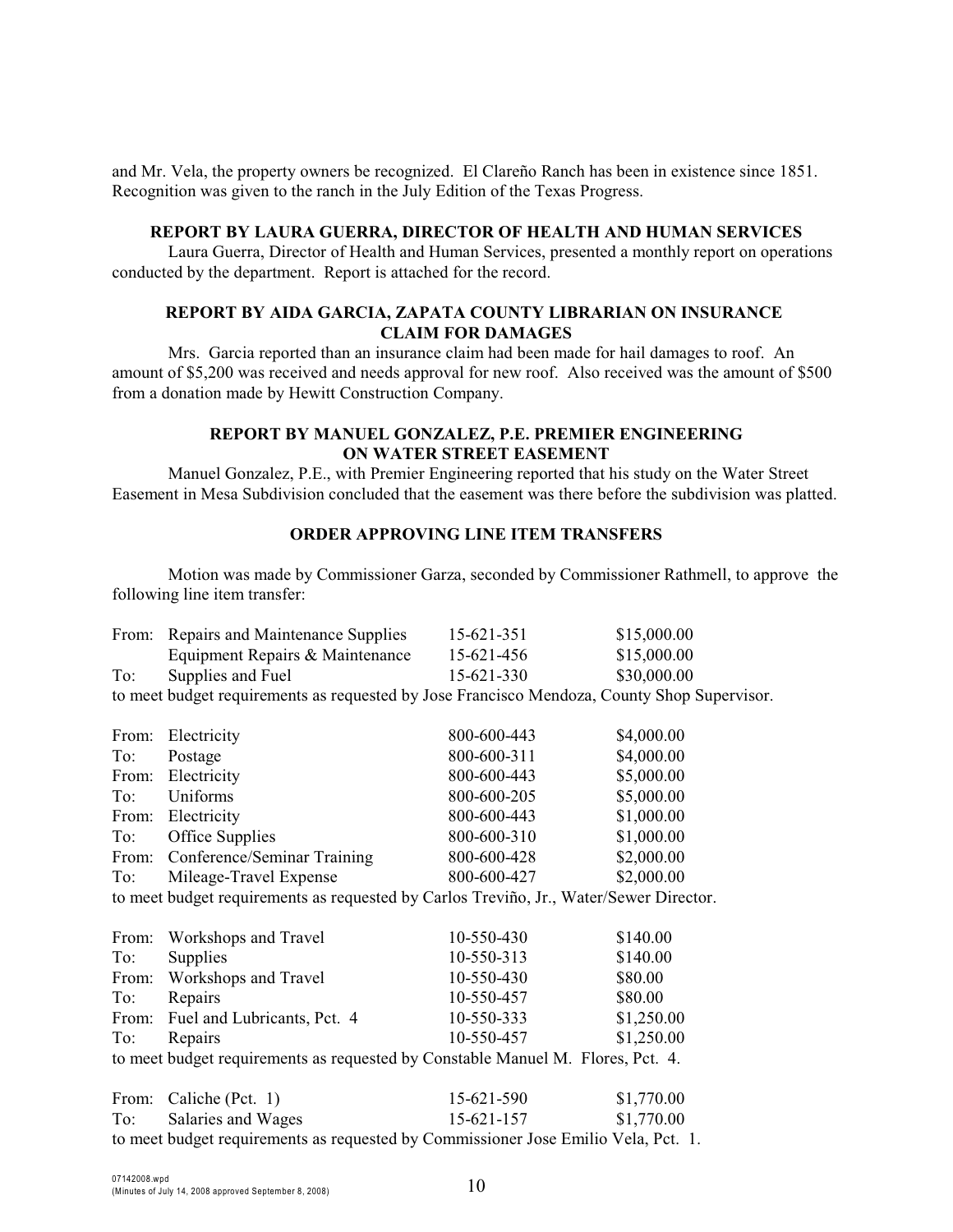and Mr. Vela, the property owners be recognized. El Clareño Ranch has been in existence since 1851. Recognition was given to the ranch in the July Edition of the Texas Progress.

**REPORT BY LAURA GUERRA, DIRECTOR OF HEALTH AND HUMAN SERVICES**

Laura Guerra, Director of Health and Human Services, presented a monthly report on operations conducted by the department. Report is attached for the record.

**REPORT BY AIDA GARCIA, ZAPATA COUNTY LIBRARIAN ON INSURANCE CLAIM FOR DAMAGES**

Mrs. Garcia reported than an insurance claim had been made for hail damages to roof. An amount of $5,200 was received and needs approval for new roof. Also received was the amount of $500 from a donation made by Hewitt Construction Company.

**REPORT BY MANUEL GONZALEZ, P.E. PREMIER ENGINEERING ON WATER STREET EASEMENT**

Manuel Gonzalez, P.E., with Premier Engineering reported that his study on the Water Street Easement in Mesa Subdivision concluded that the easement was there before the subdivision was platted.

**ORDER APPROVING LINE ITEM TRANSFERS**

Motion was made by Commissioner Garza, seconded by Commissioner Rathmell, to approve the following line item transfer:

| | | | |
|---|---|---|---|
| From: | Repairs and Maintenance Supplies | 15-621-351 | $15,000.00 |
| | Equipment Repairs & Maintenance | 15-621-456 | $15,000.00 |
| To: | Supplies and Fuel | 15-621-330 | $30,000.00 |

to meet budget requirements as requested by Jose Francisco Mendoza, County Shop Supervisor.

| | | | |
|---|---|---|---|
| From: | Electricity | 800-600-443 | $4,000.00 |
| To: | Postage | 800-600-311 | $4,000.00 |
| From: | Electricity | 800-600-443 | $5,000.00 |
| To: | Uniforms | 800-600-205 | $5,000.00 |
| From: | Electricity | 800-600-443 | $1,000.00 |
| To: | Office Supplies | 800-600-310 | $1,000.00 |
| From: | Conference/Seminar Training | 800-600-428 | $2,000.00 |
| To: | Mileage-Travel Expense | 800-600-427 | $2,000.00 |

to meet budget requirements as requested by Carlos Treviño, Jr., Water/Sewer Director.

| | | | |
|---|---|---|---|
| From: | Workshops and Travel | 10-550-430 | $140.00 |
| To: | Supplies | 10-550-313 | $140.00 |
| From: | Workshops and Travel | 10-550-430 | $80.00 |
| To: | Repairs | 10-550-457 | $80.00 |
| From: | Fuel and Lubricants, Pct. 4 | 10-550-333 | $1,250.00 |
| To: | Repairs | 10-550-457 | $1,250.00 |

to meet budget requirements as requested by Constable Manuel M. Flores, Pct. 4.

| | | | |
|---|---|---|---|
| From: | Caliche (Pct. 1) | 15-621-590 | $1,770.00 |
| To: | Salaries and Wages | 15-621-157 | $1,770.00 |

to meet budget requirements as requested by Commissioner Jose Emilio Vela, Pct. 1.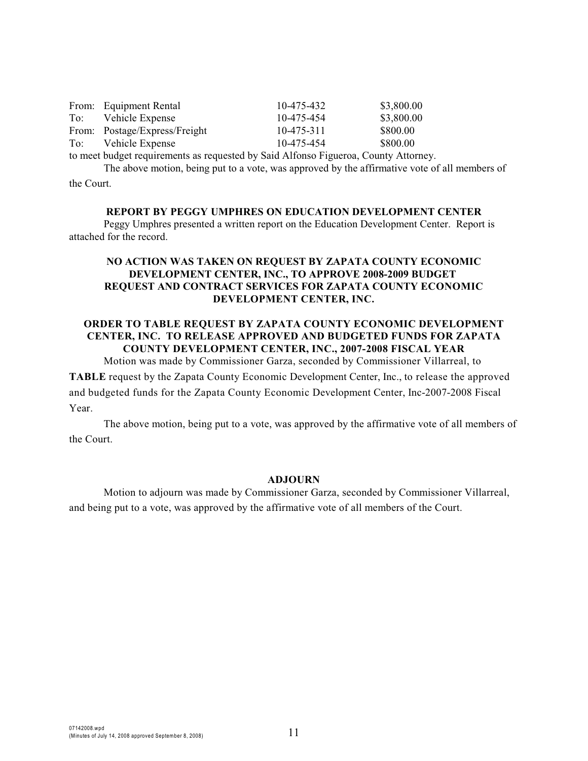| | | | |
|---|---|---|---|
| From: | Equipment Rental | 10-475-432 | \$3,800.00 |
| To: | Vehicle Expense | 10-475-454 | \$3,800.00 |
| From: | Postage/Express/Freight | 10-475-311 | \$800.00 |
| To: | Vehicle Expense | 10-475-454 | \$800.00 |

to meet budget requirements as requested by Said Alfonso Figueroa, County Attorney.

The above motion, being put to a vote, was approved by the affirmative vote of all members of the Court.

**REPORT BY PEGGY UMPHRES ON EDUCATION DEVELOPMENT CENTER**

Peggy Umphres presented a written report on the Education Development Center. Report is attached for the record.

**NO ACTION WAS TAKEN ON REQUEST BY ZAPATA COUNTY ECONOMIC DEVELOPMENT CENTER, INC., TO APPROVE 2008-2009 BUDGET REQUEST AND CONTRACT SERVICES FOR ZAPATA COUNTY ECONOMIC DEVELOPMENT CENTER, INC.**

**ORDER TO TABLE REQUEST BY ZAPATA COUNTY ECONOMIC DEVELOPMENT CENTER, INC. TO RELEASE APPROVED AND BUDGETED FUNDS FOR ZAPATA COUNTY DEVELOPMENT CENTER, INC., 2007-2008 FISCAL YEAR**

Motion was made by Commissioner Garza, seconded by Commissioner Villarreal, to **TABLE** request by the Zapata County Economic Development Center, Inc., to release the approved and budgeted funds for the Zapata County Economic Development Center, Inc-2007-2008 Fiscal Year.

The above motion, being put to a vote, was approved by the affirmative vote of all members of the Court.

**ADJOURN**

Motion to adjourn was made by Commissioner Garza, seconded by Commissioner Villarreal, and being put to a vote, was approved by the affirmative vote of all members of the Court.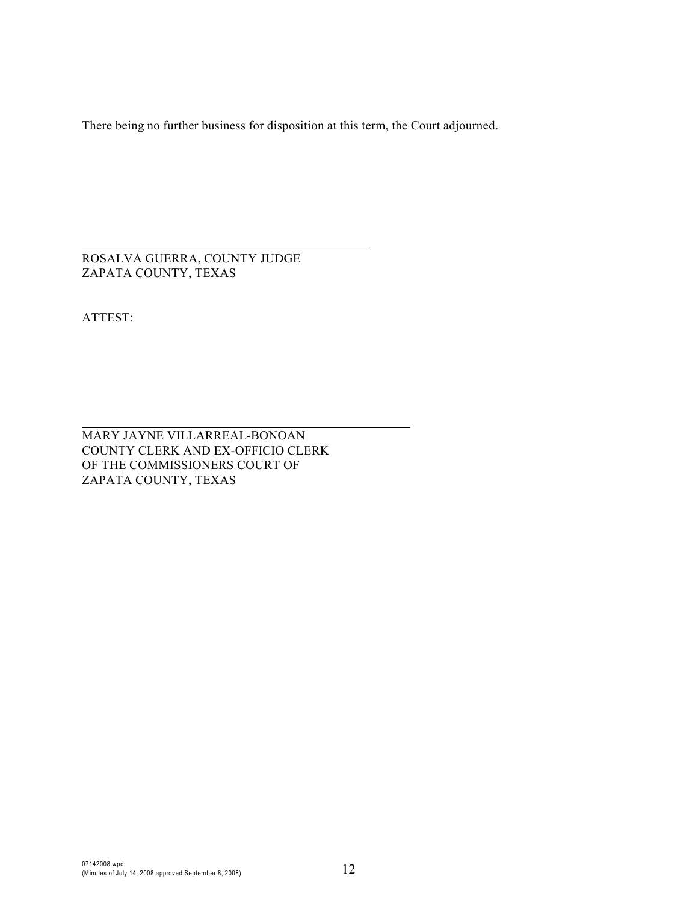There being no further business for disposition at this term, the Court adjourned.

\_\_\_\_\_\_\_\_\_\_\_\_\_\_\_\_\_\_\_\_\_\_\_\_\_\_\_\_\_\_\_\_\_\_\_\_\_\_\_\_

ROSALVA GUERRA, COUNTY JUDGE
ZAPATA COUNTY, TEXAS

ATTEST:

\_\_\_\_\_\_\_\_\_\_\_\_\_\_\_\_\_\_\_\_\_\_\_\_\_\_\_\_\_\_\_\_\_\_\_\_\_\_\_\_\_\_\_\_\_\_

MARY JAYNE VILLARREAL-BONOAN
COUNTY CLERK AND EX-OFFICIO CLERK
OF THE COMMISSIONERS COURT OF
ZAPATA COUNTY, TEXAS

07142008.wpd
(Minutes of July 14, 2008 approved September 8, 2008)